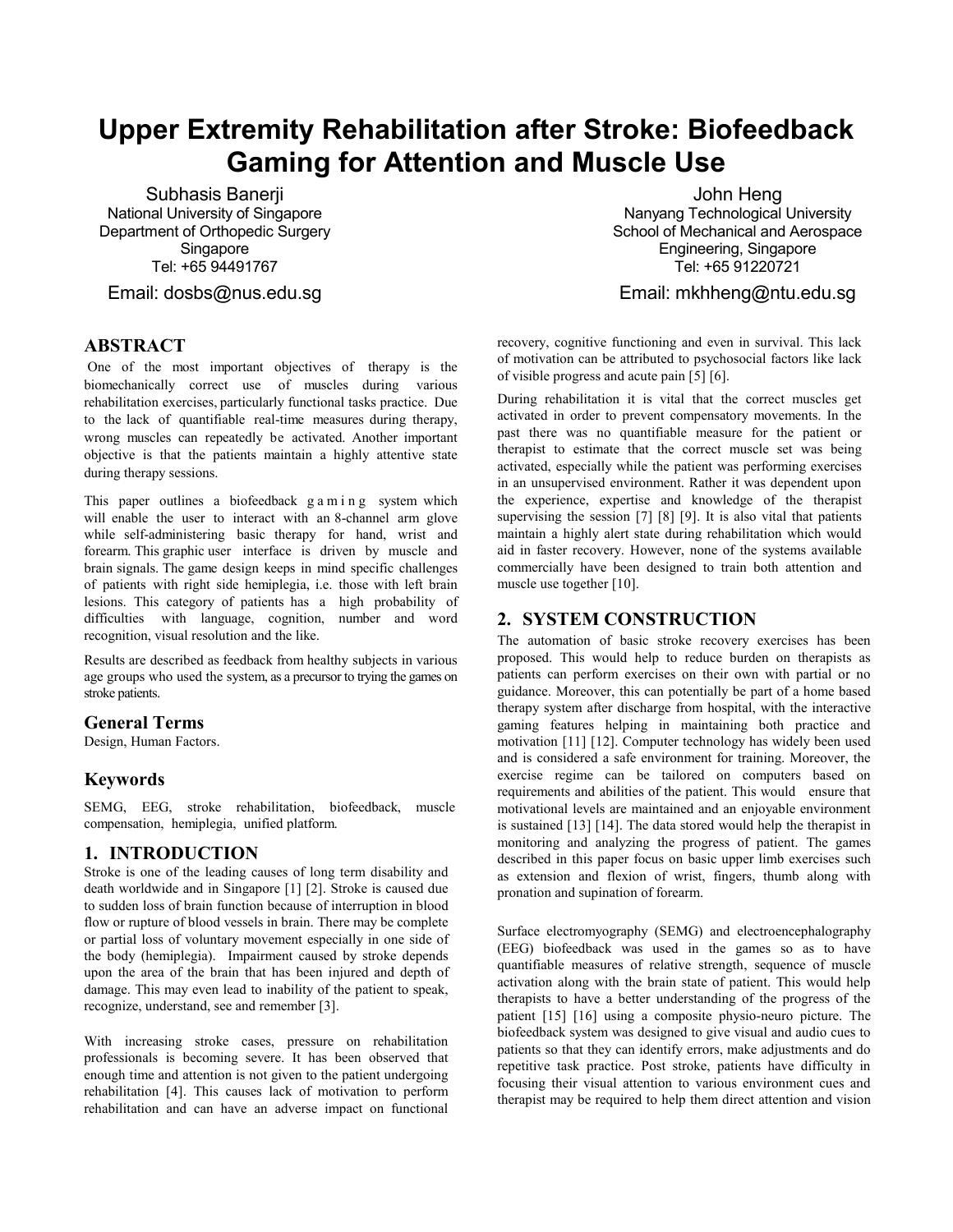# Upper Extremity Rehabilitation after Stroke: Biofeedback Gaming for Attention and Muscle Use

Subhasis Banerji
National University of Singapore
Department of Orthopedic Surgery
Singapore
Tel: +65 94491767
Email: dosbs@nus.edu.sg

John Heng
Nanyang Technological University
School of Mechanical and Aerospace Engineering, Singapore
Tel: +65 91220721
Email: mkhheng@ntu.edu.sg

## ABSTRACT

One of the most important objectives of therapy is the biomechanically correct use of muscles during various rehabilitation exercises, particularly functional tasks practice. Due to the lack of quantifiable real-time measures during therapy, wrong muscles can repeatedly be activated. Another important objective is that the patients maintain a highly attentive state during therapy sessions.

This paper outlines a biofeedback gaming system which will enable the user to interact with an 8-channel arm glove while self-administering basic therapy for hand, wrist and forearm. This graphic user interface is driven by muscle and brain signals. The game design keeps in mind specific challenges of patients with right side hemiplegia, i.e. those with left brain lesions. This category of patients has a high probability of difficulties with language, cognition, number and word recognition, visual resolution and the like.

Results are described as feedback from healthy subjects in various age groups who used the system, as a precursor to trying the games on stroke patients.

### General Terms

Design, Human Factors.

### Keywords

SEMG, EEG, stroke rehabilitation, biofeedback, muscle compensation, hemiplegia, unified platform.

## 1. INTRODUCTION

Stroke is one of the leading causes of long term disability and death worldwide and in Singapore [1] [2]. Stroke is caused due to sudden loss of brain function because of interruption in blood flow or rupture of blood vessels in brain. There may be complete or partial loss of voluntary movement especially in one side of the body (hemiplegia). Impairment caused by stroke depends upon the area of the brain that has been injured and depth of damage. This may even lead to inability of the patient to speak, recognize, understand, see and remember [3].

With increasing stroke cases, pressure on rehabilitation professionals is becoming severe. It has been observed that enough time and attention is not given to the patient undergoing rehabilitation [4]. This causes lack of motivation to perform rehabilitation and can have an adverse impact on functional recovery, cognitive functioning and even in survival. This lack of motivation can be attributed to psychosocial factors like lack of visible progress and acute pain [5] [6].

During rehabilitation it is vital that the correct muscles get activated in order to prevent compensatory movements. In the past there was no quantifiable measure for the patient or therapist to estimate that the correct muscle set was being activated, especially while the patient was performing exercises in an unsupervised environment. Rather it was dependent upon the experience, expertise and knowledge of the therapist supervising the session [7] [8] [9]. It is also vital that patients maintain a highly alert state during rehabilitation which would aid in faster recovery. However, none of the systems available commercially have been designed to train both attention and muscle use together [10].

## 2. SYSTEM CONSTRUCTION

The automation of basic stroke recovery exercises has been proposed. This would help to reduce burden on therapists as patients can perform exercises on their own with partial or no guidance. Moreover, this can potentially be part of a home based therapy system after discharge from hospital, with the interactive gaming features helping in maintaining both practice and motivation [11] [12]. Computer technology has widely been used and is considered a safe environment for training. Moreover, the exercise regime can be tailored on computers based on requirements and abilities of the patient. This would ensure that motivational levels are maintained and an enjoyable environment is sustained [13] [14]. The data stored would help the therapist in monitoring and analyzing the progress of patient. The games described in this paper focus on basic upper limb exercises such as extension and flexion of wrist, fingers, thumb along with pronation and supination of forearm.

Surface electromyography (SEMG) and electroencephalography (EEG) biofeedback was used in the games so as to have quantifiable measures of relative strength, sequence of muscle activation along with the brain state of patient. This would help therapists to have a better understanding of the progress of the patient [15] [16] using a composite physio-neuro picture. The biofeedback system was designed to give visual and audio cues to patients so that they can identify errors, make adjustments and do repetitive task practice. Post stroke, patients have difficulty in focusing their visual attention to various environment cues and therapist may be required to help them direct attention and vision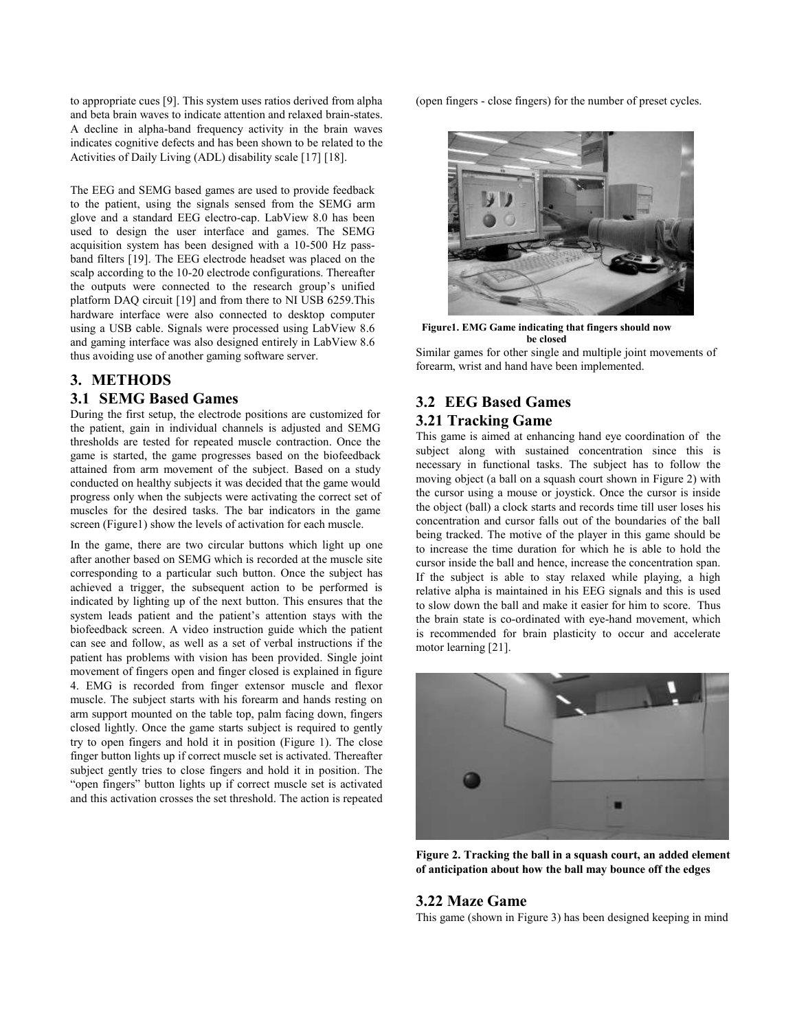to appropriate cues [9]. This system uses ratios derived from alpha and beta brain waves to indicate attention and relaxed brain-states. A decline in alpha-band frequency activity in the brain waves indicates cognitive defects and has been shown to be related to the Activities of Daily Living (ADL) disability scale [17] [18].

The EEG and SEMG based games are used to provide feedback to the patient, using the signals sensed from the SEMG arm glove and a standard EEG electro-cap. LabView 8.0 has been used to design the user interface and games. The SEMG acquisition system has been designed with a 10-500 Hz pass-band filters [19]. The EEG electrode headset was placed on the scalp according to the 10-20 electrode configurations. Thereafter the outputs were connected to the research group's unified platform DAQ circuit [19] and from there to NI USB 6259.This hardware interface were also connected to desktop computer using a USB cable. Signals were processed using LabView 8.6 and gaming interface was also designed entirely in LabView 8.6 thus avoiding use of another gaming software server.

## 3. METHODS

### 3.1 SEMG Based Games

During the first setup, the electrode positions are customized for the patient, gain in individual channels is adjusted and SEMG thresholds are tested for repeated muscle contraction. Once the game is started, the game progresses based on the biofeedback attained from arm movement of the subject. Based on a study conducted on healthy subjects it was decided that the game would progress only when the subjects were activating the correct set of muscles for the desired tasks. The bar indicators in the game screen (Figure1) show the levels of activation for each muscle.

In the game, there are two circular buttons which light up one after another based on SEMG which is recorded at the muscle site corresponding to a particular such button. Once the subject has achieved a trigger, the subsequent action to be performed is indicated by lighting up of the next button. This ensures that the system leads patient and the patient's attention stays with the biofeedback screen. A video instruction guide which the patient can see and follow, as well as a set of verbal instructions if the patient has problems with vision has been provided. Single joint movement of fingers open and finger closed is explained in figure 4. EMG is recorded from finger extensor muscle and flexor muscle. The subject starts with his forearm and hands resting on arm support mounted on the table top, palm facing down, fingers closed lightly. Once the game starts subject is required to gently try to open fingers and hold it in position (Figure 1). The close finger button lights up if correct muscle set is activated. Thereafter subject gently tries to close fingers and hold it in position. The "open fingers" button lights up if correct muscle set is activated and this activation crosses the set threshold. The action is repeated (open fingers - close fingers) for the number of preset cycles.

**Figure1. EMG Game indicating that fingers should now be closed**

Similar games for other single and multiple joint movements of forearm, wrist and hand have been implemented.

### 3.2 EEG Based Games

### 3.21 Tracking Game

This game is aimed at enhancing hand eye coordination of the subject along with sustained concentration since this is necessary in functional tasks. The subject has to follow the moving object (a ball on a squash court shown in Figure 2) with the cursor using a mouse or joystick. Once the cursor is inside the object (ball) a clock starts and records time till user loses his concentration and cursor falls out of the boundaries of the ball being tracked. The motive of the player in this game should be to increase the time duration for which he is able to hold the cursor inside the ball and hence, increase the concentration span. If the subject is able to stay relaxed while playing, a high relative alpha is maintained in his EEG signals and this is used to slow down the ball and make it easier for him to score. Thus the brain state is co-ordinated with eye-hand movement, which is recommended for brain plasticity to occur and accelerate motor learning [21].

**Figure 2. Tracking the ball in a squash court, an added element of anticipation about how the ball may bounce off the edges**

### 3.22 Maze Game

This game (shown in Figure 3) has been designed keeping in mind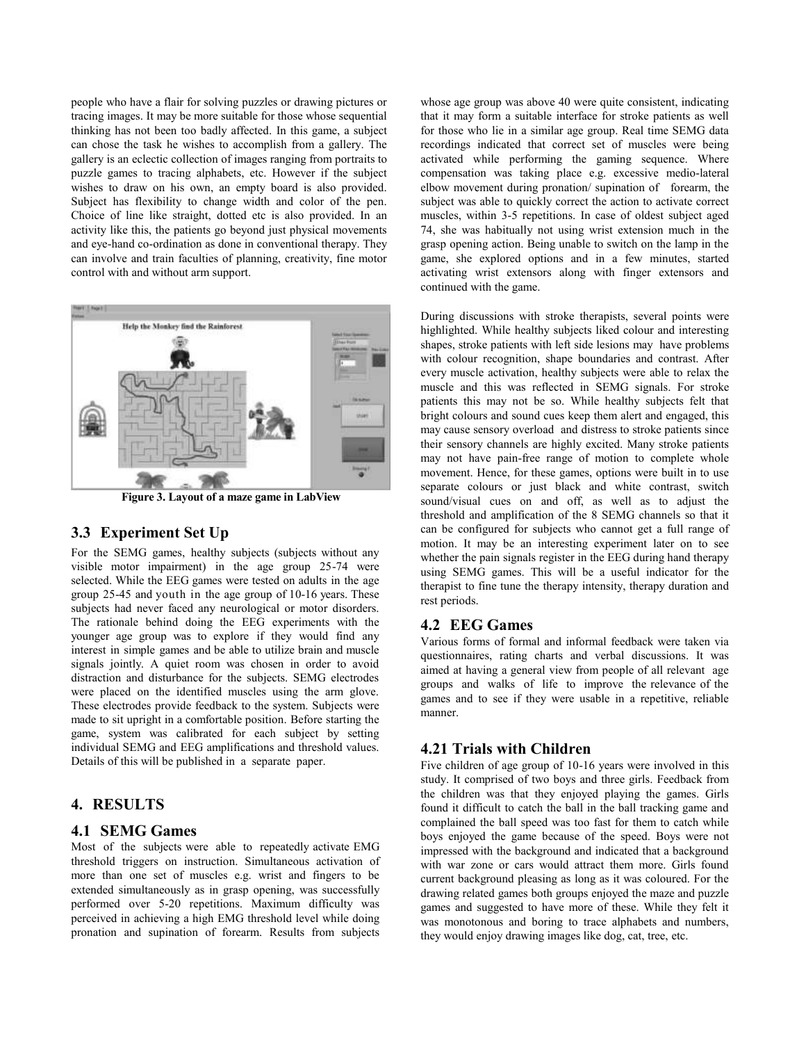people who have a flair for solving puzzles or drawing pictures or tracing images. It may be more suitable for those whose sequential thinking has not been too badly affected. In this game, a subject can chose the task he wishes to accomplish from a gallery. The gallery is an eclectic collection of images ranging from portraits to puzzle games to tracing alphabets, etc. However if the subject wishes to draw on his own, an empty board is also provided. Subject has flexibility to change width and color of the pen. Choice of line like straight, dotted etc is also provided. In an activity like this, the patients go beyond just physical movements and eye-hand co-ordination as done in conventional therapy. They can involve and train faculties of planning, creativity, fine motor control with and without arm support.

**Figure 3. Layout of a maze game in LabView**

### 3.3 Experiment Set Up

For the SEMG games, healthy subjects (subjects without any visible motor impairment) in the age group 25-74 were selected. While the EEG games were tested on adults in the age group 25-45 and youth in the age group of 10-16 years. These subjects had never faced any neurological or motor disorders. The rationale behind doing the EEG experiments with the younger age group was to explore if they would find any interest in simple games and be able to utilize brain and muscle signals jointly. A quiet room was chosen in order to avoid distraction and disturbance for the subjects. SEMG electrodes were placed on the identified muscles using the arm glove. These electrodes provide feedback to the system. Subjects were made to sit upright in a comfortable position. Before starting the game, system was calibrated for each subject by setting individual SEMG and EEG amplifications and threshold values. Details of this will be published in a separate paper.

## 4. RESULTS

### 4.1 SEMG Games

Most of the subjects were able to repeatedly activate EMG threshold triggers on instruction. Simultaneous activation of more than one set of muscles e.g. wrist and fingers to be extended simultaneously as in grasp opening, was successfully performed over 5-20 repetitions. Maximum difficulty was perceived in achieving a high EMG threshold level while doing pronation and supination of forearm. Results from subjects whose age group was above 40 were quite consistent, indicating that it may form a suitable interface for stroke patients as well for those who lie in a similar age group. Real time SEMG data recordings indicated that correct set of muscles were being activated while performing the gaming sequence. Where compensation was taking place e.g. excessive medio-lateral elbow movement during pronation/ supination of forearm, the subject was able to quickly correct the action to activate correct muscles, within 3-5 repetitions. In case of oldest subject aged 74, she was habitually not using wrist extension much in the grasp opening action. Being unable to switch on the lamp in the game, she explored options and in a few minutes, started activating wrist extensors along with finger extensors and continued with the game.

During discussions with stroke therapists, several points were highlighted. While healthy subjects liked colour and interesting shapes, stroke patients with left side lesions may have problems with colour recognition, shape boundaries and contrast. After every muscle activation, healthy subjects were able to relax the muscle and this was reflected in SEMG signals. For stroke patients this may not be so. While healthy subjects felt that bright colours and sound cues keep them alert and engaged, this may cause sensory overload and distress to stroke patients since their sensory channels are highly excited. Many stroke patients may not have pain-free range of motion to complete whole movement. Hence, for these games, options were built in to use separate colours or just black and white contrast, switch sound/visual cues on and off, as well as to adjust the threshold and amplification of the 8 SEMG channels so that it can be configured for subjects who cannot get a full range of motion. It may be an interesting experiment later on to see whether the pain signals register in the EEG during hand therapy using SEMG games. This will be a useful indicator for the therapist to fine tune the therapy intensity, therapy duration and rest periods.

### 4.2 EEG Games

Various forms of formal and informal feedback were taken via questionnaires, rating charts and verbal discussions. It was aimed at having a general view from people of all relevant age groups and walks of life to improve the relevance of the games and to see if they were usable in a repetitive, reliable manner.

### 4.21 Trials with Children

Five children of age group of 10-16 years were involved in this study. It comprised of two boys and three girls. Feedback from the children was that they enjoyed playing the games. Girls found it difficult to catch the ball in the ball tracking game and complained the ball speed was too fast for them to catch while boys enjoyed the game because of the speed. Boys were not impressed with the background and indicated that a background with war zone or cars would attract them more. Girls found current background pleasing as long as it was coloured. For the drawing related games both groups enjoyed the maze and puzzle games and suggested to have more of these. While they felt it was monotonous and boring to trace alphabets and numbers, they would enjoy drawing images like dog, cat, tree, etc.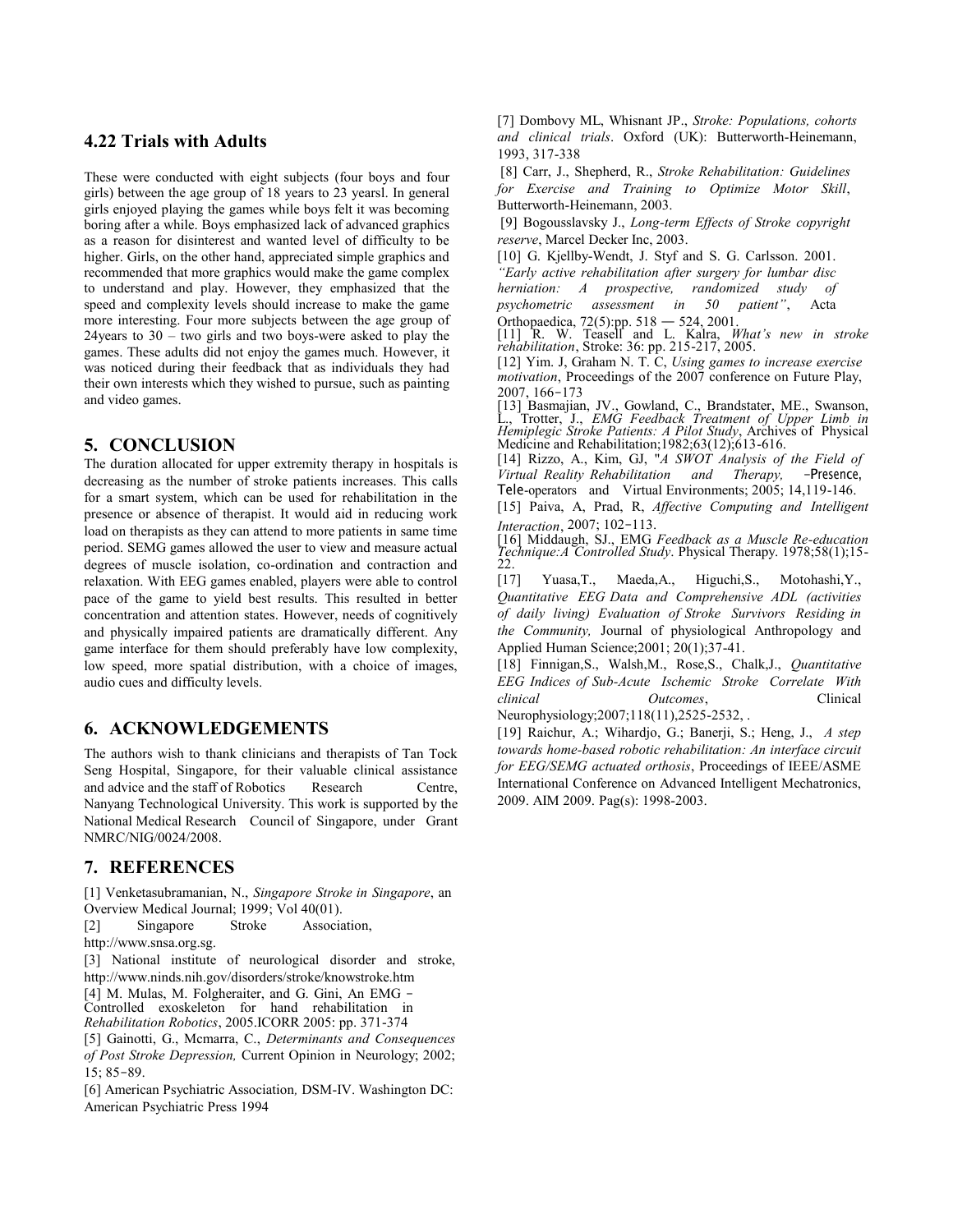### 4.22 Trials with Adults

These were conducted with eight subjects (four boys and four girls) between the age group of 18 years to 23 yearsl. In general girls enjoyed playing the games while boys felt it was becoming boring after a while. Boys emphasized lack of advanced graphics as a reason for disinterest and wanted level of difficulty to be higher. Girls, on the other hand, appreciated simple graphics and recommended that more graphics would make the game complex to understand and play. However, they emphasized that the speed and complexity levels should increase to make the game more interesting. Four more subjects between the age group of 24years to 30 – two girls and two boys-were asked to play the games. These adults did not enjoy the games much. However, it was noticed during their feedback that as individuals they had their own interests which they wished to pursue, such as painting and video games.

## 5. CONCLUSION

The duration allocated for upper extremity therapy in hospitals is decreasing as the number of stroke patients increases. This calls for a smart system, which can be used for rehabilitation in the presence or absence of therapist. It would aid in reducing work load on therapists as they can attend to more patients in same time period. SEMG games allowed the user to view and measure actual degrees of muscle isolation, co-ordination and contraction and relaxation. With EEG games enabled, players were able to control pace of the game to yield best results. This resulted in better concentration and attention states. However, needs of cognitively and physically impaired patients are dramatically different. Any game interface for them should preferably have low complexity, low speed, more spatial distribution, with a choice of images, audio cues and difficulty levels.

## 6. ACKNOWLEDGEMENTS

The authors wish to thank clinicians and therapists of Tan Tock Seng Hospital, Singapore, for their valuable clinical assistance and advice and the staff of Robotics Research Centre, Nanyang Technological University. This work is supported by the National Medical Research Council of Singapore, under Grant NMRC/NIG/0024/2008.

## 7. REFERENCES

[1] Venketasubramanian, N., *Singapore Stroke in Singapore*, an Overview Medical Journal; 1999; Vol 40(01).

[2] Singapore Stroke Association, http://www.snsa.org.sg.

[3] National institute of neurological disorder and stroke, http://www.ninds.nih.gov/disorders/stroke/knowstroke.htm

[4] M. Mulas, M. Folgheraiter, and G. Gini, An EMG – Controlled exoskeleton for hand rehabilitation in *Rehabilitation Robotics*, 2005.ICORR 2005: pp. 371-374

[5] Gainotti, G., Mcmarra, C., *Determinants and Consequences of Post Stroke Depression,* Current Opinion in Neurology; 2002; 15; 85–89.

[6] American Psychiatric Association*,* DSM-IV. Washington DC: American Psychiatric Press 1994

[7] Dombovy ML, Whisnant JP., *Stroke: Populations, cohorts and clinical trials*. Oxford (UK): Butterworth-Heinemann, 1993, 317-338

[8] Carr, J., Shepherd, R., *Stroke Rehabilitation: Guidelines for Exercise and Training to Optimize Motor Skill*, Butterworth-Heinemann, 2003.

[9] Bogousslavsky J., *Long-term Effects of Stroke copyright reserve*, Marcel Decker Inc, 2003.

[10] G. Kjellby-Wendt, J. Styf and S. G. Carlsson. 2001. *"Early active rehabilitation after surgery for lumbar disc herniation: A prospective, randomized study of psychometric assessment in 50 patient"*, Acta Orthopaedica, 72(5):pp. 518 — 524, 2001.

[11] R. W. Teasell and L. Kalra, *What's new in stroke rehabilitation*, Stroke: 36: pp. 215-217, 2005.

[12] Yim. J, Graham N. T. C, *Using games to increase exercise motivation*, Proceedings of the 2007 conference on Future Play, 2007, 166–173

[13] Basmajian, JV., Gowland, C., Brandstater, ME., Swanson, L., Trotter, J., *EMG Feedback Treatment of Upper Limb in Hemiplegic Stroke Patients: A Pilot Study*, Archives of Physical Medicine and Rehabilitation;1982;63(12);613-616.

[14] Rizzo, A., Kim, GJ, "*A SWOT Analysis of the Field of Virtual Reality Rehabilitation and Therapy,* –Presence, Tele-operators and Virtual Environments; 2005; 14,119-146.

[15] Paiva, A, Prad, R, *Affective Computing and Intelligent Interaction*, 2007; 102–113.

[16] Middaugh, SJ., EMG *Feedback as a Muscle Re-education Technique:A Controlled Study*. Physical Therapy. 1978;58(1);15-22.

[17] Yuasa,T., Maeda,A., Higuchi,S., Motohashi,Y., *Quantitative EEG Data and Comprehensive ADL (activities of daily living) Evaluation of Stroke Survivors Residing in the Community,* Journal of physiological Anthropology and Applied Human Science;2001; 20(1);37-41.

[18] Finnigan,S., Walsh,M., Rose,S., Chalk,J., *Quantitative EEG Indices of Sub-Acute Ischemic Stroke Correlate With clinical Outcomes*, Clinical Neurophysiology;2007;118(11),2525-2532, .

[19] Raichur, A.; Wihardjo, G.; Banerji, S.; Heng, J., *A step towards home-based robotic rehabilitation: An interface circuit for EEG/SEMG actuated orthosis*, Proceedings of IEEE/ASME International Conference on Advanced Intelligent Mechatronics, 2009. AIM 2009. Pag(s): 1998-2003.